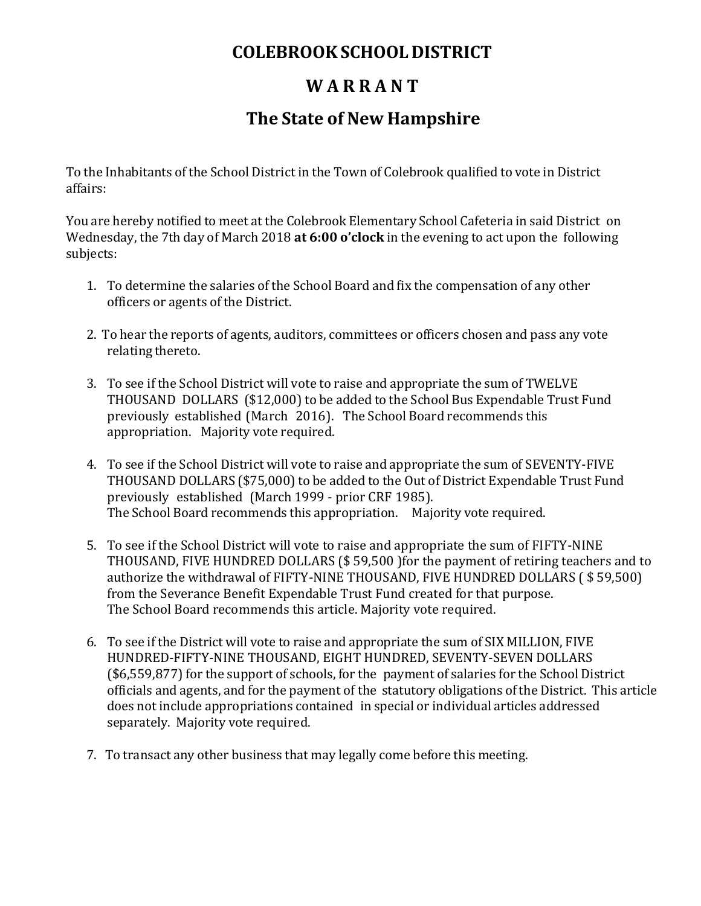# COLEBROOK SCHOOL DISTRICT

## W A R R A N T

## The State of New Hampshire

To the Inhabitants of the School District in the Town of Colebrook qualified to vote in District affairs:

You are hereby notified to meet at the Colebrook Elementary School Cafeteria in said District on Wednesday, the 7th day of March 2018 **at 6:00 o'clock** in the evening to act upon the following subjects:

1. To determine the salaries of the School Board and fix the compensation of any other officers or agents of the District.

2. To hear the reports of agents, auditors, committees or officers chosen and pass any vote relating thereto.

3. To see if the School District will vote to raise and appropriate the sum of TWELVE THOUSAND DOLLARS ($12,000) to be added to the School Bus Expendable Trust Fund previously established (March 2016). The School Board recommends this appropriation. Majority vote required.

4. To see if the School District will vote to raise and appropriate the sum of SEVENTY-FIVE THOUSAND DOLLARS ($75,000) to be added to the Out of District Expendable Trust Fund previously established (March 1999 - prior CRF 1985).
   The School Board recommends this appropriation. Majority vote required.

5. To see if the School District will vote to raise and appropriate the sum of FIFTY-NINE THOUSAND, FIVE HUNDRED DOLLARS ($ 59,500 )for the payment of retiring teachers and to authorize the withdrawal of FIFTY-NINE THOUSAND, FIVE HUNDRED DOLLARS ( $ 59,500) from the Severance Benefit Expendable Trust Fund created for that purpose.
   The School Board recommends this article. Majority vote required.

6. To see if the District will vote to raise and appropriate the sum of SIX MILLION, FIVE HUNDRED-FIFTY-NINE THOUSAND, EIGHT HUNDRED, SEVENTY-SEVEN DOLLARS ($6,559,877) for the support of schools, for the payment of salaries for the School District officials and agents, and for the payment of the statutory obligations of the District. This article does not include appropriations contained in special or individual articles addressed separately. Majority vote required.

7. To transact any other business that may legally come before this meeting.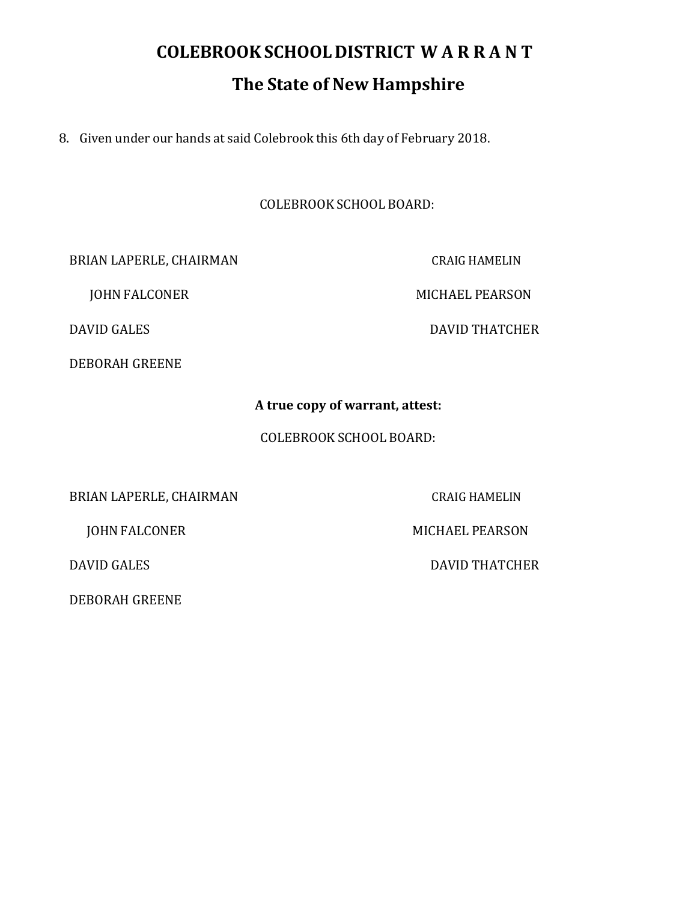# COLEBROOK SCHOOL DISTRICT W A R R A N T

## The State of New Hampshire

8. Given under our hands at said Colebrook this 6th day of February 2018.

COLEBROOK SCHOOL BOARD:

BRIAN LAPERLE, CHAIRMAN

JOHN FALCONER

DAVID GALES

DEBORAH GREENE

CRAIG HAMELIN

MICHAEL PEARSON

DAVID THATCHER

**A true copy of warrant, attest:**

COLEBROOK SCHOOL BOARD:

BRIAN LAPERLE, CHAIRMAN

JOHN FALCONER

DAVID GALES

DEBORAH GREENE

CRAIG HAMELIN

MICHAEL PEARSON

DAVID THATCHER